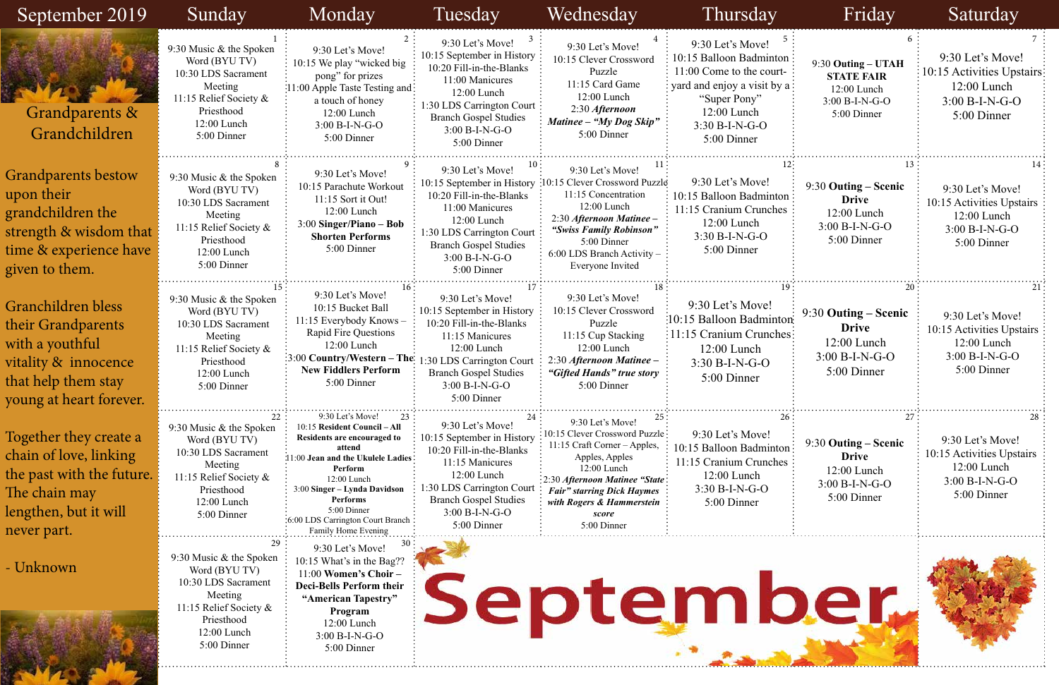# September 2019

## Grandparents & Grandchildren

Grandparents bestow upon their grandchildren the strength & wisdom that time & experience have given to them.

Granchildren bless their Grandparents with a youthful vitality & innocence that help them stay young at heart forever.

Together they create a chain of love, linking the past with the future. The chain may lengthen, but it will never part.

- Unknown

| Sunday | Monday | Tuesday | Wednesday | Thursday | Friday | Saturday |
| --- | --- | --- | --- | --- | --- | --- |
| **1**<br>9:30 Music & the Spoken Word (BYU TV)<br>10:30 LDS Sacrament Meeting<br>11:15 Relief Society & Priesthood<br>12:00 Lunch<br>5:00 Dinner | **2**<br>9:30 Let's Move!<br>10:15 We play "wicked big pong" for prizes<br>11:00 Apple Taste Testing and a touch of honey<br>12:00 Lunch<br>3:00 B-I-N-G-O<br>5:00 Dinner | **3**<br>9:30 Let's Move!<br>10:15 September in History<br>10:20 Fill-in-the-Blanks<br>11:00 Manicures<br>12:00 Lunch<br>1:30 LDS Carrington Court Branch Gospel Studies<br>3:00 B-I-N-G-O<br>5:00 Dinner | **4**<br>9:30 Let's Move!<br>10:15 Clever Crossword Puzzle<br>11:15 Card Game<br>12:00 Lunch<br>2:30 ***Afternoon Matinee – "My Dog Skip"***<br>5:00 Dinner | **5**<br>9:30 Let's Move!<br>10:15 Balloon Badminton<br>11:00 Come to the courtyard and enjoy a visit by a "Super Pony"<br>12:00 Lunch<br>3:30 B-I-N-G-O<br>5:00 Dinner | **6**<br>9:30 **Outing – UTAH STATE FAIR**<br>12:00 Lunch<br>3:00 B-I-N-G-O<br>5:00 Dinner | **7**<br>9:30 Let's Move!<br>10:15 Activities Upstairs<br>12:00 Lunch<br>3:00 B-I-N-G-O<br>5:00 Dinner |
| **8**<br>9:30 Music & the Spoken Word (BYU TV)<br>10:30 LDS Sacrament Meeting<br>11:15 Relief Society & Priesthood<br>12:00 Lunch<br>5:00 Dinner | **9**<br>9:30 Let's Move!<br>10:15 Parachute Workout<br>11:15 Sort it Out!<br>12:00 Lunch<br>3:00 **Singer/Piano – Bob Shorten Performs**<br>5:00 Dinner | **10**<br>9:30 Let's Move!<br>10:15 September in History<br>10:20 Fill-in-the-Blanks<br>11:00 Manicures<br>12:00 Lunch<br>1:30 LDS Carrington Court Branch Gospel Studies<br>3:00 B-I-N-G-O<br>5:00 Dinner | **11**<br>9:30 Let's Move!<br>10:15 Clever Crossword Puzzle<br>11:15 Concentration<br>12:00 Lunch<br>2:30 ***Afternoon Matinee – "Swiss Family Robinson"***<br>5:00 Dinner<br>6:00 LDS Branch Activity – Everyone Invited | **12**<br>9:30 Let's Move!<br>10:15 Balloon Badminton<br>11:15 Cranium Crunches<br>12:00 Lunch<br>3:30 B-I-N-G-O<br>5:00 Dinner | **13**<br>9:30 **Outing – Scenic Drive**<br>12:00 Lunch<br>3:00 B-I-N-G-O<br>5:00 Dinner | **14**<br>9:30 Let's Move!<br>10:15 Activities Upstairs<br>12:00 Lunch<br>3:00 B-I-N-G-O<br>5:00 Dinner |
| **15**<br>9:30 Music & the Spoken Word (BYU TV)<br>10:30 LDS Sacrament Meeting<br>11:15 Relief Society & Priesthood<br>12:00 Lunch<br>5:00 Dinner | **16**<br>9:30 Let's Move!<br>10:15 Bucket Ball<br>11:15 Everybody Knows – Rapid Fire Questions<br>12:00 Lunch<br>3:00 **Country/Western – The New Fiddlers Perform**<br>5:00 Dinner | **17**<br>9:30 Let's Move!<br>10:15 September in History<br>10:20 Fill-in-the-Blanks<br>11:15 Manicures<br>12:00 Lunch<br>1:30 LDS Carrington Court Branch Gospel Studies<br>3:00 B-I-N-G-O<br>5:00 Dinner | **18**<br>9:30 Let's Move!<br>10:15 Clever Crossword Puzzle<br>11:15 Cup Stacking<br>12:00 Lunch<br>2:30 ***Afternoon Matinee – "Gifted Hands" true story***<br>5:00 Dinner | **19**<br>9:30 Let's Move!<br>10:15 Balloon Badminton<br>11:15 Cranium Crunches<br>12:00 Lunch<br>3:30 B-I-N-G-O<br>5:00 Dinner | **20**<br>9:30 **Outing – Scenic Drive**<br>12:00 Lunch<br>3:00 B-I-N-G-O<br>5:00 Dinner | **21**<br>9:30 Let's Move!<br>10:15 Activities Upstairs<br>12:00 Lunch<br>3:00 B-I-N-G-O<br>5:00 Dinner |
| **22**<br>9:30 Music & the Spoken Word (BYU TV)<br>10:30 LDS Sacrament Meeting<br>11:15 Relief Society & Priesthood<br>12:00 Lunch<br>5:00 Dinner | **23**<br>9:30 Let's Move!<br>10:15 **Resident Council – All Residents are encouraged to attend**<br>11:00 **Jean and the Ukulele Ladies Perform**<br>12:00 Lunch<br>3:00 **Singer – Lynda Davidson Performs**<br>5:00 Dinner<br>6:00 LDS Carrington Court Branch Family Home Evening | **24**<br>9:30 Let's Move!<br>10:15 September in History<br>10:20 Fill-in-the-Blanks<br>11:15 Manicures<br>12:00 Lunch<br>1:30 LDS Carrington Court Branch Gospel Studies<br>3:00 B-I-N-G-O<br>5:00 Dinner | **25**<br>9:30 Let's Move!<br>10:15 Clever Crossword Puzzle<br>11:15 Craft Corner – Apples, Apples, Apples<br>12:00 Lunch<br>2:30 ***Afternoon Matinee "State Fair" starring Dick Haymes with Rogers & Hammerstein score***<br>5:00 Dinner | **26**<br>9:30 Let's Move!<br>10:15 Balloon Badminton<br>11:15 Cranium Crunches<br>12:00 Lunch<br>3:30 B-I-N-G-O<br>5:00 Dinner | **27**<br>9:30 **Outing – Scenic Drive**<br>12:00 Lunch<br>3:00 B-I-N-G-O<br>5:00 Dinner | **28**<br>9:30 Let's Move!<br>10:15 Activities Upstairs<br>12:00 Lunch<br>3:00 B-I-N-G-O<br>5:00 Dinner |
| **29**<br>9:30 Music & the Spoken Word (BYU TV)<br>10:30 LDS Sacrament Meeting<br>11:15 Relief Society & Priesthood<br>12:00 Lunch<br>5:00 Dinner | **30**<br>9:30 Let's Move!<br>10:15 What's in the Bag??<br>11:00 **Women's Choir – Deci-Bells Perform their "American Tapestry" Program**<br>12:00 Lunch<br>3:00 B-I-N-G-O<br>5:00 Dinner | | | | | |

September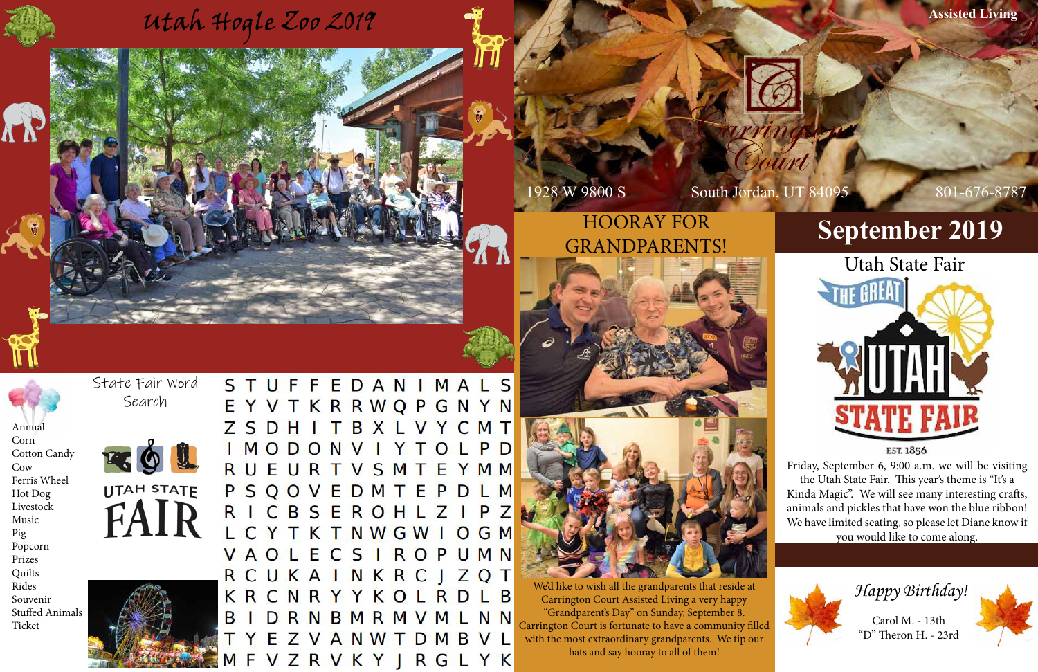# Utah Hogle Zoo 2019

## State Fair Word Search

- Annual
- Corn
- Cotton Candy
- Cow
- Ferris Wheel
- Hot Dog
- Livestock
- Music
- Pig
- Popcorn
- Prizes
- Quilts
- Rides
- Souvenir
- Stuffed Animals
- Ticket

UTAH STATE FAIR

```
S T U F F E D A N I M A L S
E Y V T K R R W Q P G N Y N
Z S D H I T B X L V Y C M T
I M O D O N V I Y T O L P D
R U E U R T V S M T E Y M M
P S Q O V E D M T E P D L M
R I C B S E R O H L Z I P Z
L C Y T K T N W G W I O G M
V A O L E C S I R O P U M N
R C U K A I N K R C J Z Q T
K R C N R Y Y K O L R D L B
B I D R N B M R M V M L N N
T Y E Z V A N W T D M B V L
M F V Z R V K Y J R G L Y K
```

Assisted Living

Carrington Court

1928 W 9800 S South Jordan, UT 84095 801-676-8787

## HOORAY FOR GRANDPARENTS!

We'd like to wish all the grandparents that reside at Carrington Court Assisted Living a very happy "Grandparent's Day" on Sunday, September 8. Carrington Court is fortunate to have a community filled with the most extraordinary grandparents. We tip our hats and say hooray to all of them!

## September 2019

### Utah State Fair

THE GREAT UTAH STATE FAIR EST. 1856

Friday, September 6, 9:00 a.m. we will be visiting the Utah State Fair. This year's theme is "It's a Kinda Magic". We will see many interesting crafts, animals and pickles that have won the blue ribbon! We have limited seating, so please let Diane know if you would like to come along.

### *Happy Birthday!*

Carol M. - 13th

"D" Theron H. - 23rd